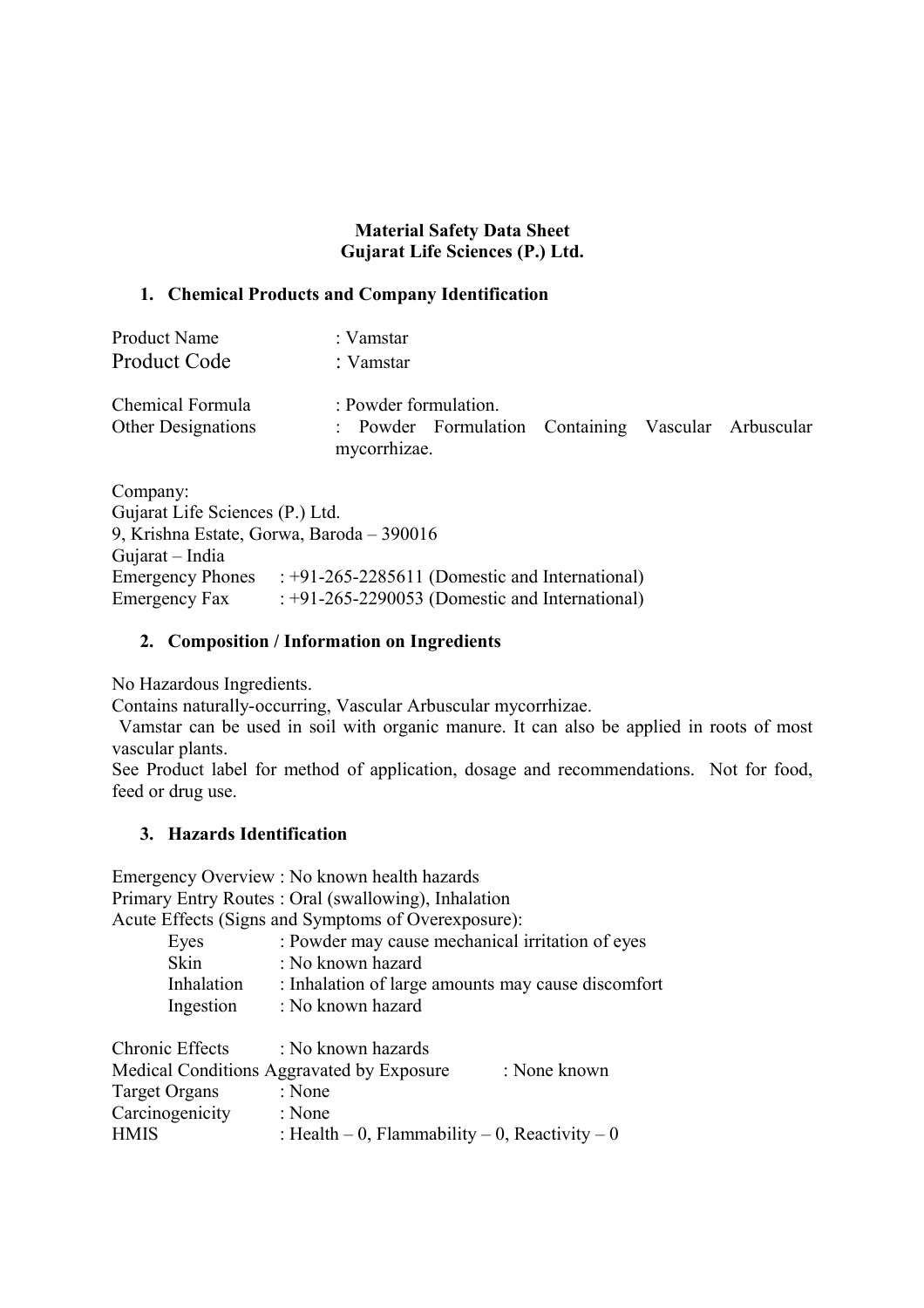# Material Safety Data Sheet
# Gujarat Life Sciences (P.) Ltd.

## 1. Chemical Products and Company Identification

Product Name : Vamstar
Product Code : Vamstar

Chemical Formula : Powder formulation.
Other Designations : Powder Formulation Containing Vascular Arbuscular mycorrhizae.

Company:
Gujarat Life Sciences (P.) Ltd.
9, Krishna Estate, Gorwa, Baroda – 390016
Gujarat – India
Emergency Phones : +91-265-2285611 (Domestic and International)
Emergency Fax : +91-265-2290053 (Domestic and International)

## 2. Composition / Information on Ingredients

No Hazardous Ingredients.
Contains naturally-occurring, Vascular Arbuscular mycorrhizae.
Vamstar can be used in soil with organic manure. It can also be applied in roots of most vascular plants.
See Product label for method of application, dosage and recommendations. Not for food, feed or drug use.

## 3. Hazards Identification

Emergency Overview : No known health hazards
Primary Entry Routes : Oral (swallowing), Inhalation
Acute Effects (Signs and Symptoms of Overexposure):

- Eyes : Powder may cause mechanical irritation of eyes
- Skin : No known hazard
- Inhalation : Inhalation of large amounts may cause discomfort
- Ingestion : No known hazard

Chronic Effects : No known hazards
Medical Conditions Aggravated by Exposure : None known
Target Organs : None
Carcinogenicity : None
HMIS : Health – 0, Flammability – 0, Reactivity – 0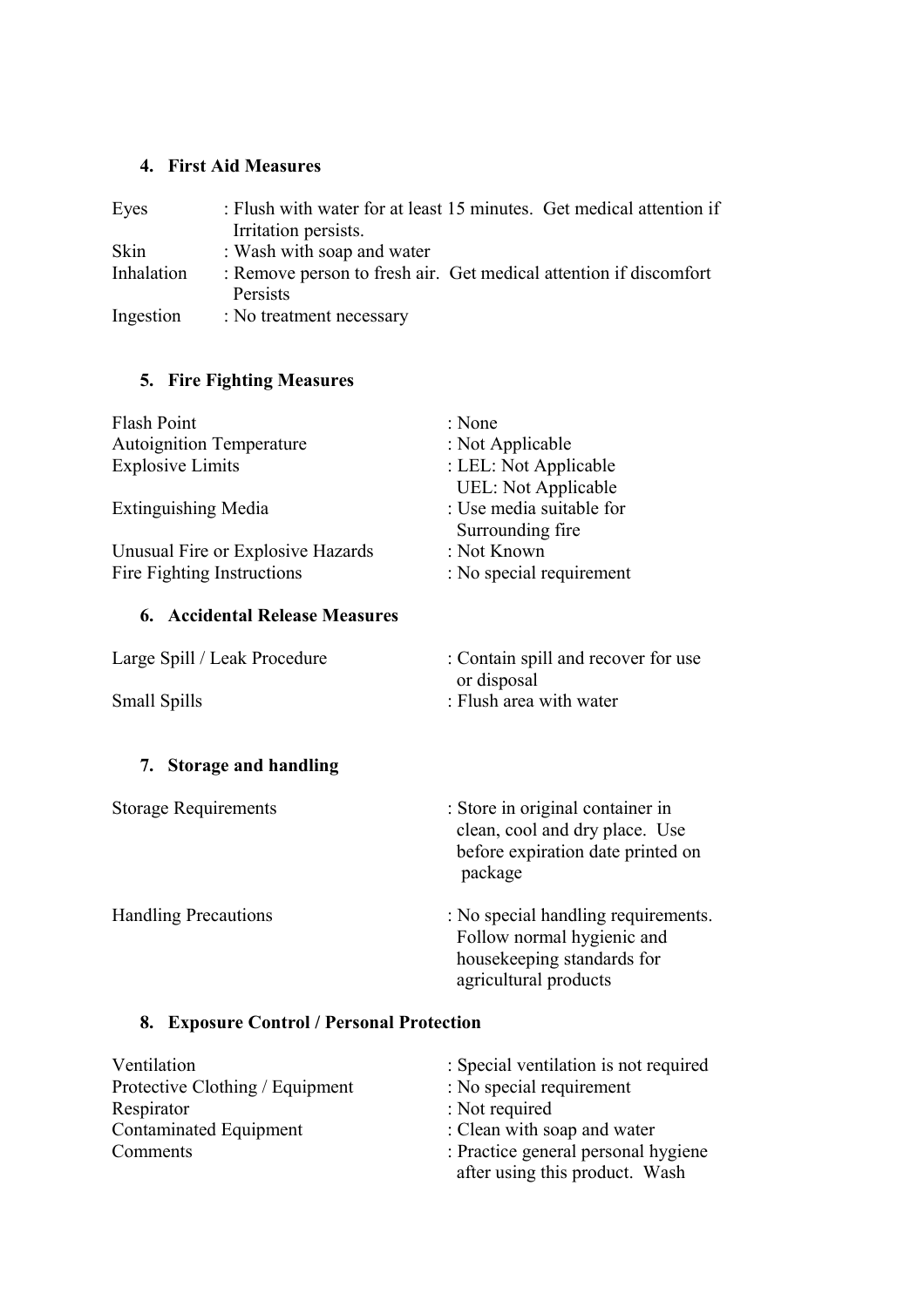## 4. First Aid Measures

| | |
|---|---|
| Eyes | : Flush with water for at least 15 minutes. Get medical attention if Irritation persists. |
| Skin | : Wash with soap and water |
| Inhalation | : Remove person to fresh air. Get medical attention if discomfort Persists |
| Ingestion | : No treatment necessary |

## 5. Fire Fighting Measures

| | |
|---|---|
| Flash Point | : None |
| Autoignition Temperature | : Not Applicable |
| Explosive Limits | : LEL: Not Applicable<br>UEL: Not Applicable |
| Extinguishing Media | : Use media suitable for Surrounding fire |
| Unusual Fire or Explosive Hazards | : Not Known |
| Fire Fighting Instructions | : No special requirement |

## 6. Accidental Release Measures

| | |
|---|---|
| Large Spill / Leak Procedure | : Contain spill and recover for use or disposal |
| Small Spills | : Flush area with water |

## 7. Storage and handling

| | |
|---|---|
| Storage Requirements | : Store in original container in clean, cool and dry place. Use before expiration date printed on package |
| Handling Precautions | : No special handling requirements. Follow normal hygienic and housekeeping standards for agricultural products |

## 8. Exposure Control / Personal Protection

| | |
|---|---|
| Ventilation | : Special ventilation is not required |
| Protective Clothing / Equipment | : No special requirement |
| Respirator | : Not required |
| Contaminated Equipment | : Clean with soap and water |
| Comments | : Practice general personal hygiene after using this product. Wash |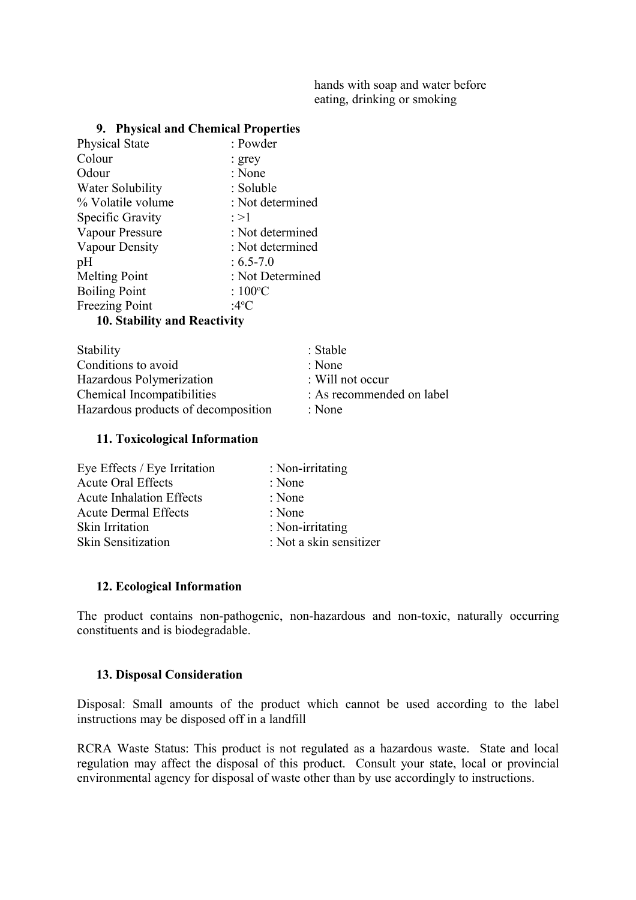hands with soap and water before eating, drinking or smoking

### 9. Physical and Chemical Properties

| | |
|---|---|
| Physical State | : Powder |
| Colour | : grey |
| Odour | : None |
| Water Solubility | : Soluble |
| % Volatile volume | : Not determined |
| Specific Gravity | : >1 |
| Vapour Pressure | : Not determined |
| Vapour Density | : Not determined |
| pH | : 6.5-7.0 |
| Melting Point | : Not Determined |
| Boiling Point | : 100$^{o}$C |
| Freezing Point | :4$^{o}$C |

### 10. Stability and Reactivity

| | |
|---|---|
| Stability | : Stable |
| Conditions to avoid | : None |
| Hazardous Polymerization | : Will not occur |
| Chemical Incompatibilities | : As recommended on label |
| Hazardous products of decomposition | : None |

### 11. Toxicological Information

| | |
|---|---|
| Eye Effects / Eye Irritation | : Non-irritating |
| Acute Oral Effects | : None |
| Acute Inhalation Effects | : None |
| Acute Dermal Effects | : None |
| Skin Irritation | : Non-irritating |
| Skin Sensitization | : Not a skin sensitizer |

### 12. Ecological Information

The product contains non-pathogenic, non-hazardous and non-toxic, naturally occurring constituents and is biodegradable.

### 13. Disposal Consideration

Disposal: Small amounts of the product which cannot be used according to the label instructions may be disposed off in a landfill

RCRA Waste Status: This product is not regulated as a hazardous waste. State and local regulation may affect the disposal of this product. Consult your state, local or provincial environmental agency for disposal of waste other than by use accordingly to instructions.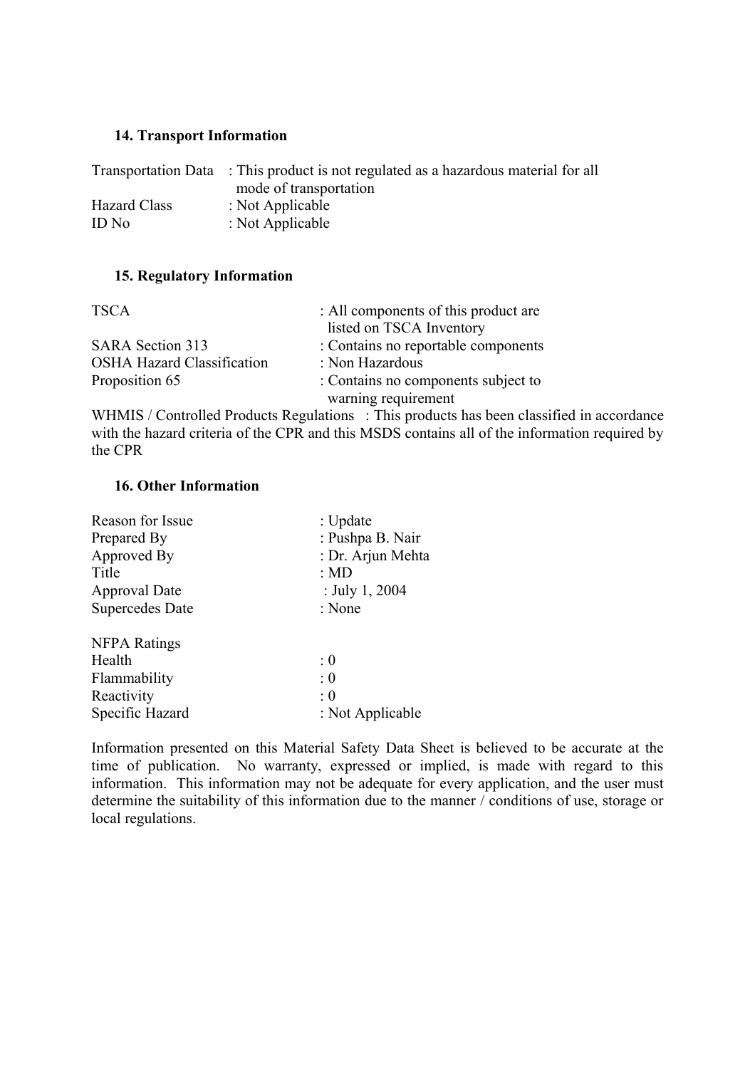## 14. Transport Information

| | |
|---|---|
| Transportation Data | : This product is not regulated as a hazardous material for all mode of transportation |
| Hazard Class | : Not Applicable |
| ID No | : Not Applicable |

## 15. Regulatory Information

| | |
|---|---|
| TSCA | : All components of this product are listed on TSCA Inventory |
| SARA Section 313 | : Contains no reportable components |
| OSHA Hazard Classification | : Non Hazardous |
| Proposition 65 | : Contains no components subject to warning requirement |

WHMIS / Controlled Products Regulations : This products has been classified in accordance with the hazard criteria of the CPR and this MSDS contains all of the information required by the CPR

## 16. Other Information

| | |
|---|---|
| Reason for Issue | : Update |
| Prepared By | : Pushpa B. Nair |
| Approved By | : Dr. Arjun Mehta |
| Title | : MD |
| Approval Date | : July 1, 2004 |
| Supercedes Date | : None |

| | |
|---|---|
| NFPA Ratings | |
| Health | : 0 |
| Flammability | : 0 |
| Reactivity | : 0 |
| Specific Hazard | : Not Applicable |

Information presented on this Material Safety Data Sheet is believed to be accurate at the time of publication. No warranty, expressed or implied, is made with regard to this information. This information may not be adequate for every application, and the user must determine the suitability of this information due to the manner / conditions of use, storage or local regulations.